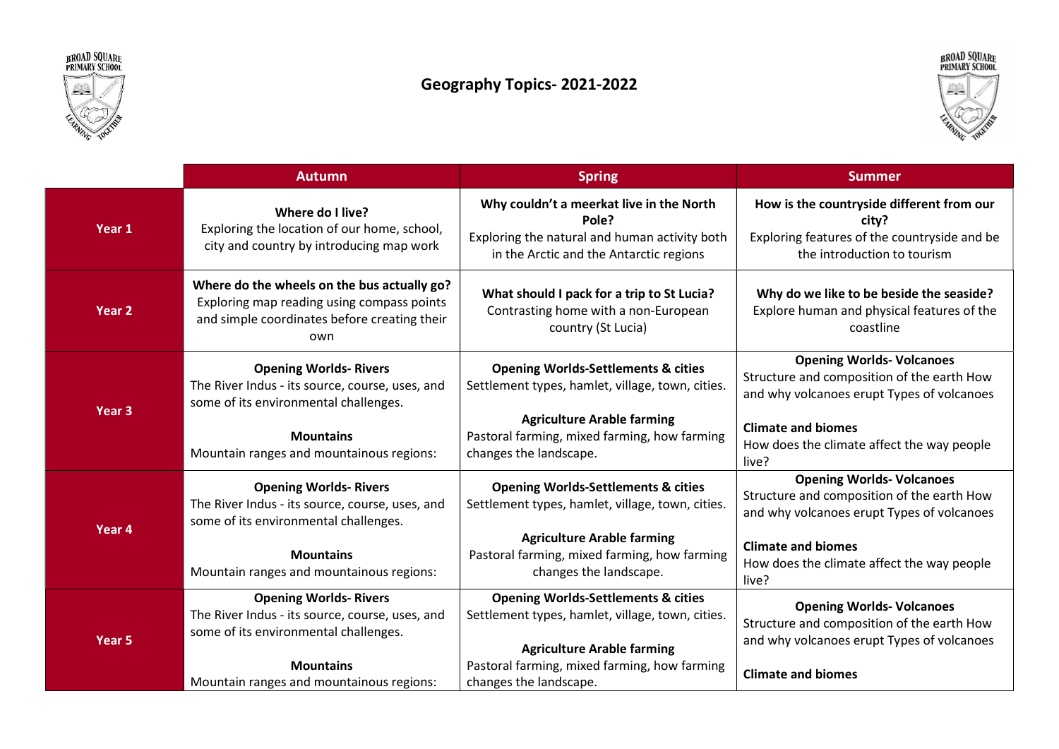# Geography Topics- 2021-2022

| | Autumn | Spring | Summer |
|---|---|---|---|
| **Year 1** | **Where do I live?** Exploring the location of our home, school, city and country by introducing map work | **Why couldn't a meerkat live in the North Pole?** Exploring the natural and human activity both in the Arctic and the Antarctic regions | **How is the countryside different from our city?** Exploring features of the countryside and be the introduction to tourism |
| **Year 2** | **Where do the wheels on the bus actually go?** Exploring map reading using compass points and simple coordinates before creating their own | **What should I pack for a trip to St Lucia?** Contrasting home with a non-European country (St Lucia) | **Why do we like to be beside the seaside?** Explore human and physical features of the coastline |
| **Year 3** | **Opening Worlds- Rivers** The River Indus - its source, course, uses, and some of its environmental challenges.<br><br>**Mountains** Mountain ranges and mountainous regions: | **Opening Worlds-Settlements & cities** Settlement types, hamlet, village, town, cities.<br><br>**Agriculture Arable farming** Pastoral farming, mixed farming, how farming changes the landscape. | **Opening Worlds- Volcanoes** Structure and composition of the earth How and why volcanoes erupt Types of volcanoes<br><br>**Climate and biomes** How does the climate affect the way people live? |
| **Year 4** | **Opening Worlds- Rivers** The River Indus - its source, course, uses, and some of its environmental challenges.<br><br>**Mountains** Mountain ranges and mountainous regions: | **Opening Worlds-Settlements & cities** Settlement types, hamlet, village, town, cities.<br><br>**Agriculture Arable farming** Pastoral farming, mixed farming, how farming changes the landscape. | **Opening Worlds- Volcanoes** Structure and composition of the earth How and why volcanoes erupt Types of volcanoes<br><br>**Climate and biomes** How does the climate affect the way people live? |
| **Year 5** | **Opening Worlds- Rivers** The River Indus - its source, course, uses, and some of its environmental challenges.<br><br>**Mountains** Mountain ranges and mountainous regions: | **Opening Worlds-Settlements & cities** Settlement types, hamlet, village, town, cities.<br><br>**Agriculture Arable farming** Pastoral farming, mixed farming, how farming changes the landscape. | **Opening Worlds- Volcanoes** Structure and composition of the earth How and why volcanoes erupt Types of volcanoes<br><br>**Climate and biomes** |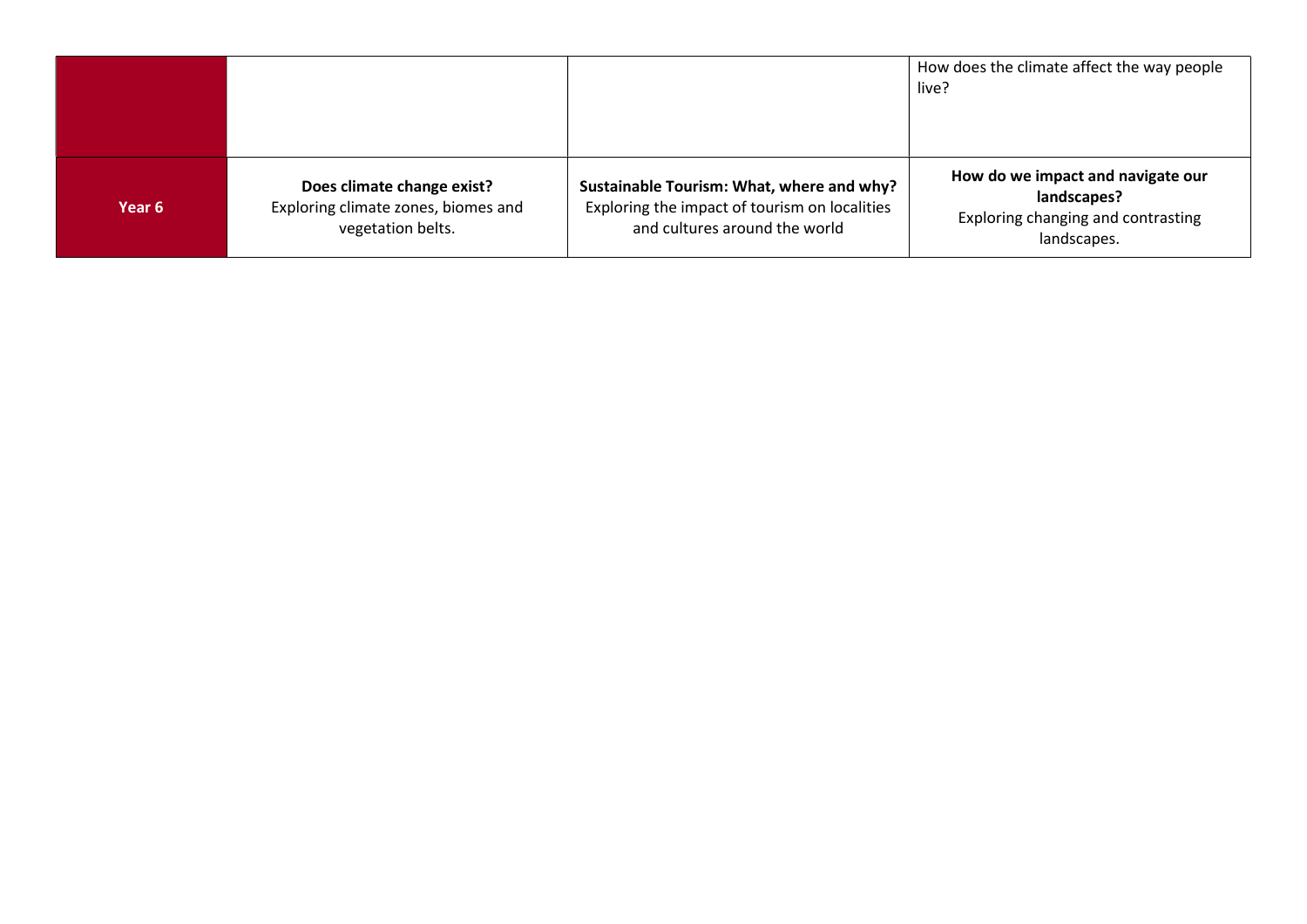| | | | |
|---|---|---|---|
| | | | How does the climate affect the way people live? |
| **Year 6** | **Does climate change exist?** Exploring climate zones, biomes and vegetation belts. | **Sustainable Tourism: What, where and why?** Exploring the impact of tourism on localities and cultures around the world | **How do we impact and navigate our landscapes?** Exploring changing and contrasting landscapes. |